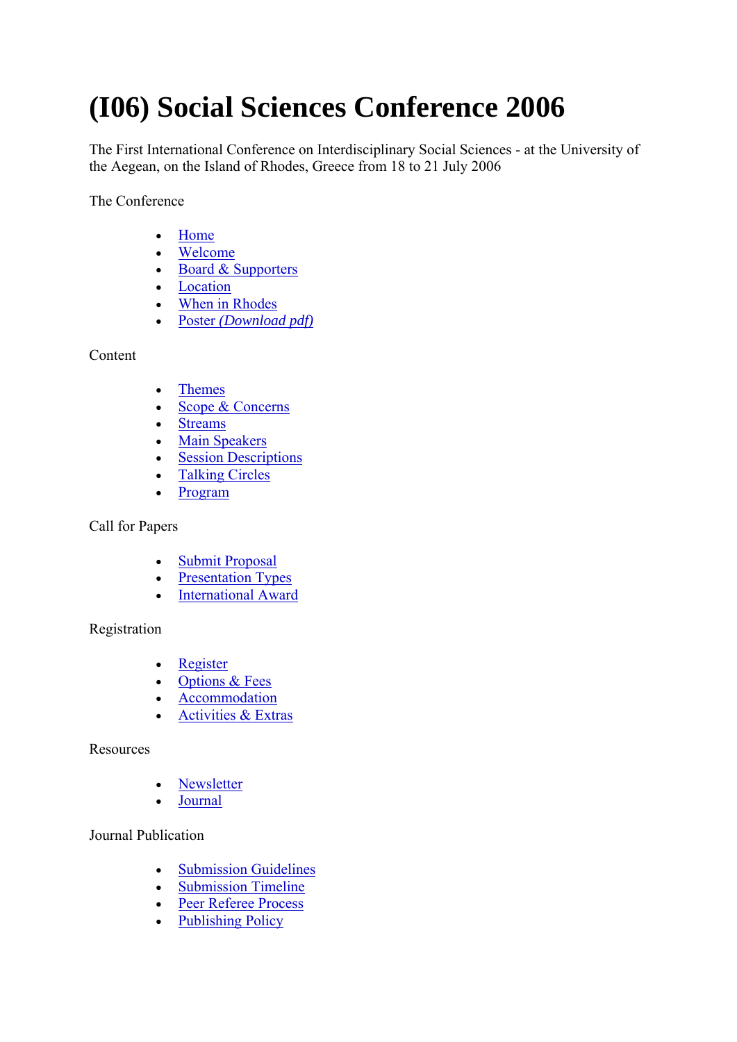# (I06) Social Sciences Conference 2006

The First International Conference on Interdisciplinary Social Sciences - at the University of the Aegean, on the Island of Rhodes, Greece from 18 to 21 July 2006

The Conference

- Home
- Welcome
- Board & Supporters
- Location
- When in Rhodes
- Poster *(Download pdf)*

Content

- Themes
- Scope & Concerns
- Streams
- Main Speakers
- Session Descriptions
- Talking Circles
- Program

Call for Papers

- Submit Proposal
- Presentation Types
- International Award

Registration

- Register
- Options & Fees
- Accommodation
- Activities & Extras

Resources

- Newsletter
- Journal

Journal Publication

- Submission Guidelines
- Submission Timeline
- Peer Referee Process
- Publishing Policy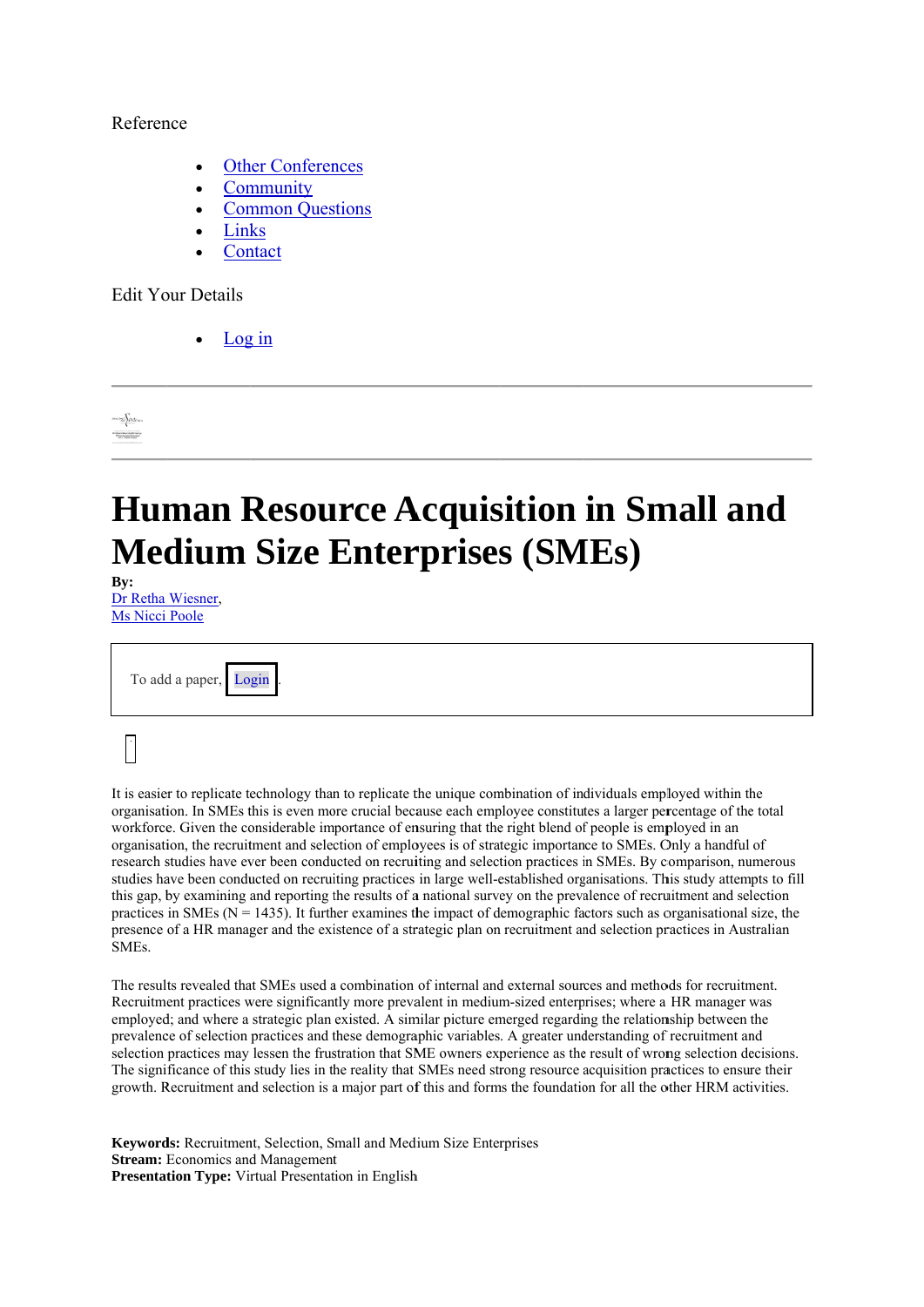Reference

- Other Conferences
- Community
- Common Questions
- Links
- Contact

Edit Your Details

- Log in

---

---

# Human Resource Acquisition in Small and Medium Size Enterprises (SMEs)

**By:**
Dr Retha Wiesner,
Ms Nicci Poole

To add a paper, Login.

It is easier to replicate technology than to replicate the unique combination of individuals employed within the organisation. In SMEs this is even more crucial because each employee constitutes a larger percentage of the total workforce. Given the considerable importance of ensuring that the right blend of people is employed in an organisation, the recruitment and selection of employees is of strategic importance to SMEs. Only a handful of research studies have ever been conducted on recruiting and selection practices in SMEs. By comparison, numerous studies have been conducted on recruiting practices in large well-established organisations. This study attempts to fill this gap, by examining and reporting the results of a national survey on the prevalence of recruitment and selection practices in SMEs (N = 1435). It further examines the impact of demographic factors such as organisational size, the presence of a HR manager and the existence of a strategic plan on recruitment and selection practices in Australian SMEs.

The results revealed that SMEs used a combination of internal and external sources and methods for recruitment. Recruitment practices were significantly more prevalent in medium-sized enterprises; where a HR manager was employed; and where a strategic plan existed. A similar picture emerged regarding the relationship between the prevalence of selection practices and these demographic variables. A greater understanding of recruitment and selection practices may lessen the frustration that SME owners experience as the result of wrong selection decisions. The significance of this study lies in the reality that SMEs need strong resource acquisition practices to ensure their growth. Recruitment and selection is a major part of this and forms the foundation for all the other HRM activities.

**Keywords:** Recruitment, Selection, Small and Medium Size Enterprises
**Stream:** Economics and Management
**Presentation Type:** Virtual Presentation in English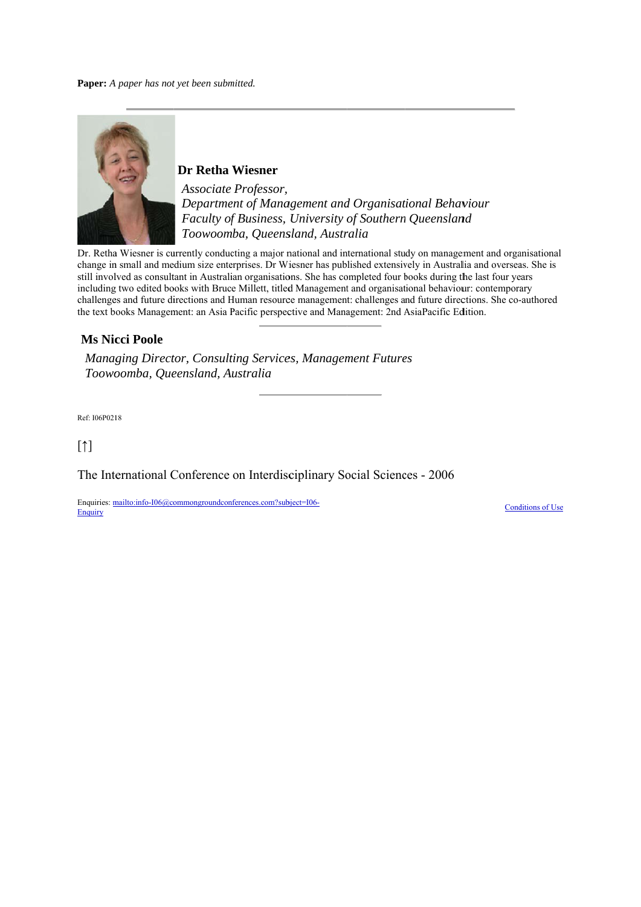**Paper:** *A paper has not yet been submitted.*

---

## Dr Retha Wiesner

*Associate Professor,*
*Department of Management and Organisational Behaviour*
*Faculty of Business, University of Southern Queensland*
*Toowoomba, Queensland, Australia*

Dr. Retha Wiesner is currently conducting a major national and international study on management and organisational change in small and medium size enterprises. Dr Wiesner has published extensively in Australia and overseas. She is still involved as consultant in Australian organisations. She has completed four books during the last four years including two edited books with Bruce Millett, titled Management and organisational behaviour: contemporary challenges and future directions and Human resource management: challenges and future directions. She co-authored the text books Management: an Asia Pacific perspective and Management: 2nd AsiaPacific Edition.

---

## Ms Nicci Poole

*Managing Director, Consulting Services, Management Futures*
*Toowoomba, Queensland, Australia*

---

Ref: I06P0218

[↑]

The International Conference on Interdisciplinary Social Sciences - 2006

Enquiries: mailto:info-I06@commongroundconferences.com?subject=I06-Enquiry

Conditions of Use